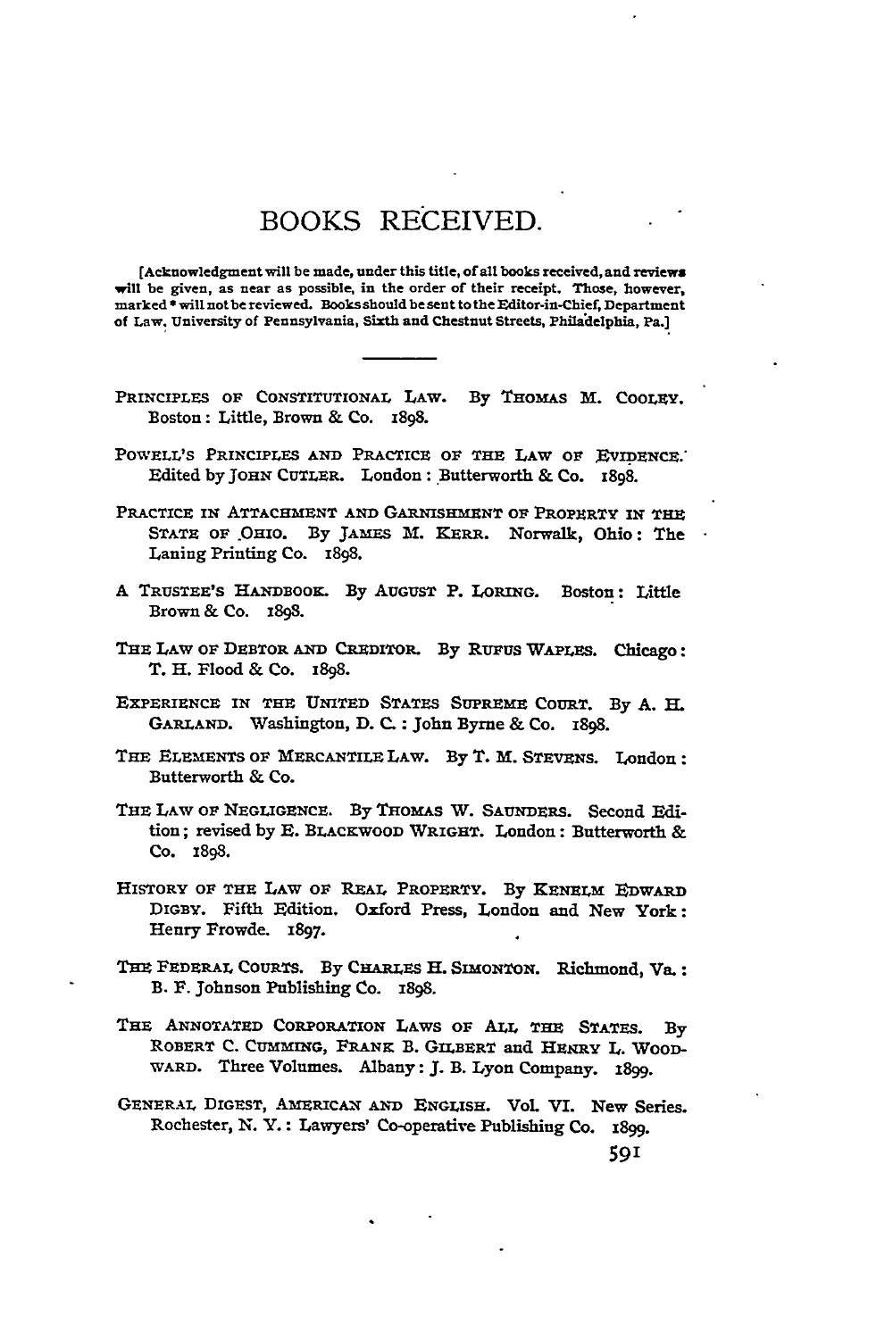# BOOKS RECEIVED.

[Acknowledgment will be made, under this title, of all books received, and reviews will be given, as near as possible, in the order of their receipt. Those, however, marked * will not be reviewed. Books should be sent to the Editor-in-Chief, Department of Law, University of Pennsylvania, Sixth and Chestnut Streets, Philadelphia, Pa.]

---

PRINCIPLES OF CONSTITUTIONAL LAW. By THOMAS M. COOLEY. Boston: Little, Brown & Co. 1898.

POWELL'S PRINCIPLES AND PRACTICE OF THE LAW OF EVIDENCE. Edited by JOHN CUTLER. London: Butterworth & Co. 1898.

PRACTICE IN ATTACHMENT AND GARNISHMENT OF PROPERTY IN THE STATE OF OHIO. By JAMES M. KERR. Norwalk, Ohio: The Laning Printing Co. 1898.

A TRUSTEE'S HANDBOOK. By AUGUST P. LORING. Boston: Little Brown & Co. 1898.

THE LAW OF DEBTOR AND CREDITOR. By RUFUS WAPLES. Chicago: T. H. Flood & Co. 1898.

EXPERIENCE IN THE UNITED STATES SUPREME COURT. By A. H. GARLAND. Washington, D. C.: John Byrne & Co. 1898.

THE ELEMENTS OF MERCANTILE LAW. By T. M. STEVENS. London: Butterworth & Co.

THE LAW OF NEGLIGENCE. By THOMAS W. SAUNDERS. Second Edition; revised by E. BLACKWOOD WRIGHT. London: Butterworth & Co. 1898.

HISTORY OF THE LAW OF REAL PROPERTY. By KENELM EDWARD DIGBY. Fifth Edition. Oxford Press, London and New York: Henry Frowde. 1897.

THE FEDERAL COURTS. By CHARLES H. SIMONTON. Richmond, Va.: B. F. Johnson Publishing Co. 1898.

THE ANNOTATED CORPORATION LAWS OF ALL THE STATES. By ROBERT C. CUMMING, FRANK B. GILBERT and HENRY L. WOODWARD. Three Volumes. Albany: J. B. Lyon Company. 1899.

GENERAL DIGEST, AMERICAN AND ENGLISH. Vol. VI. New Series. Rochester, N. Y.: Lawyers' Co-operative Publishing Co. 1899.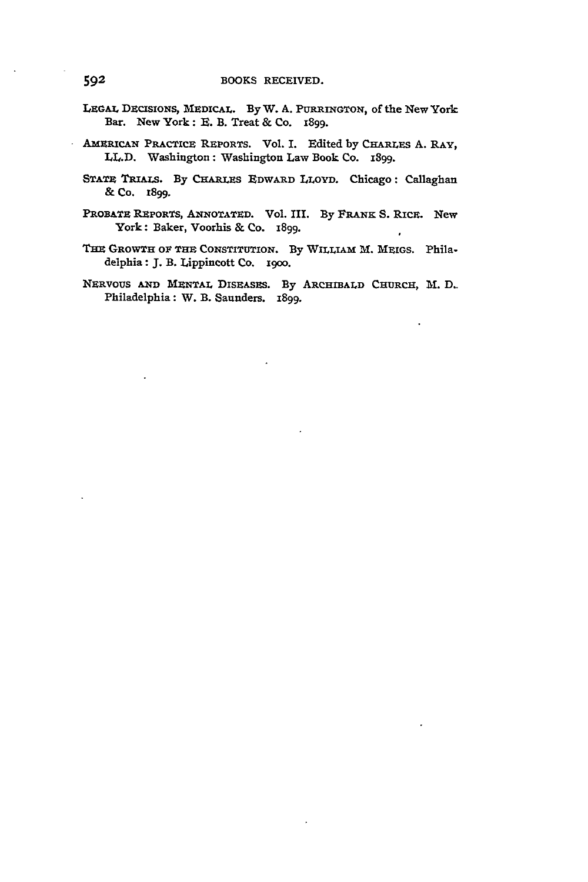LEGAL DECISIONS, MEDICAL. By W. A. PURRINGTON, of the New York Bar. New York: E. B. Treat & Co. 1899.

AMERICAN PRACTICE REPORTS. Vol. I. Edited by CHARLES A. RAY, LL.D. Washington: Washington Law Book Co. 1899.

STATE TRIALS. By CHARLES EDWARD LLOYD. Chicago: Callaghan & Co. 1899.

PROBATE REPORTS, ANNOTATED. Vol. III. By FRANK S. RICE. New York: Baker, Voorhis & Co. 1899.

THE GROWTH OF THE CONSTITUTION. By WILLIAM M. MEIGS. Philadelphia: J. B. Lippincott Co. 1900.

NERVOUS AND MENTAL DISEASES. By ARCHIBALD CHURCH, M. D. Philadelphia: W. B. Saunders. 1899.